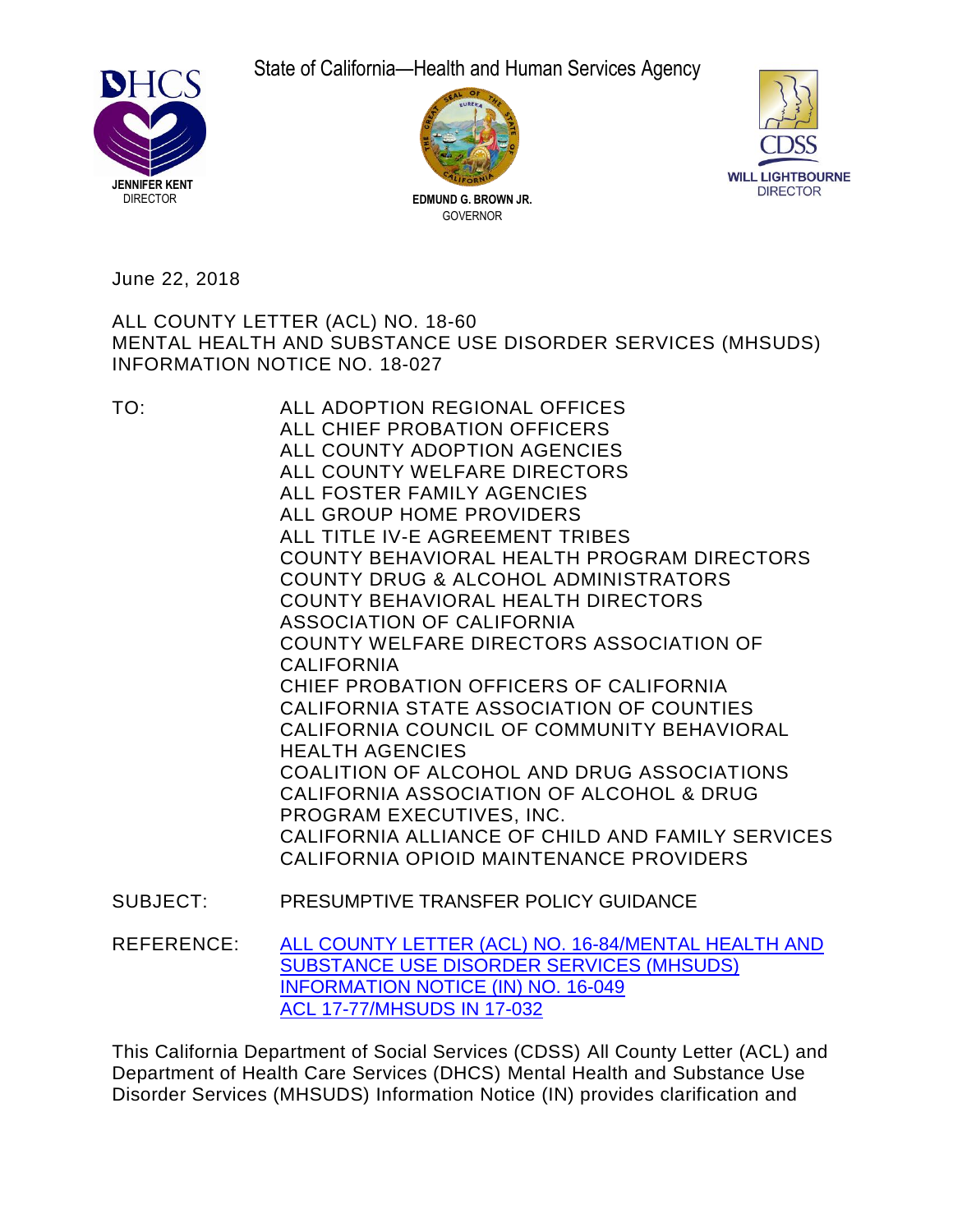DHCS

JENNIFER KENT
DIRECTOR

State of California—Health and Human Services Agency

EDMUND G. BROWN JR.
GOVERNOR

CDSS

WILL LIGHTBOURNE
DIRECTOR

June 22, 2018

ALL COUNTY LETTER (ACL) NO. 18-60
MENTAL HEALTH AND SUBSTANCE USE DISORDER SERVICES (MHSUDS) INFORMATION NOTICE NO. 18-027

TO:

ALL ADOPTION REGIONAL OFFICES
ALL CHIEF PROBATION OFFICERS
ALL COUNTY ADOPTION AGENCIES
ALL COUNTY WELFARE DIRECTORS
ALL FOSTER FAMILY AGENCIES
ALL GROUP HOME PROVIDERS
ALL TITLE IV-E AGREEMENT TRIBES
COUNTY BEHAVIORAL HEALTH PROGRAM DIRECTORS
COUNTY DRUG & ALCOHOL ADMINISTRATORS
COUNTY BEHAVIORAL HEALTH DIRECTORS ASSOCIATION OF CALIFORNIA
COUNTY WELFARE DIRECTORS ASSOCIATION OF CALIFORNIA
CHIEF PROBATION OFFICERS OF CALIFORNIA
CALIFORNIA STATE ASSOCIATION OF COUNTIES
CALIFORNIA COUNCIL OF COMMUNITY BEHAVIORAL HEALTH AGENCIES
COALITION OF ALCOHOL AND DRUG ASSOCIATIONS
CALIFORNIA ASSOCIATION OF ALCOHOL & DRUG PROGRAM EXECUTIVES, INC.
CALIFORNIA ALLIANCE OF CHILD AND FAMILY SERVICES
CALIFORNIA OPIOID MAINTENANCE PROVIDERS

SUBJECT: PRESUMPTIVE TRANSFER POLICY GUIDANCE

REFERENCE: ALL COUNTY LETTER (ACL) NO. 16-84/MENTAL HEALTH AND SUBSTANCE USE DISORDER SERVICES (MHSUDS) INFORMATION NOTICE (IN) NO. 16-049
ACL 17-77/MHSUDS IN 17-032

This California Department of Social Services (CDSS) All County Letter (ACL) and Department of Health Care Services (DHCS) Mental Health and Substance Use Disorder Services (MHSUDS) Information Notice (IN) provides clarification and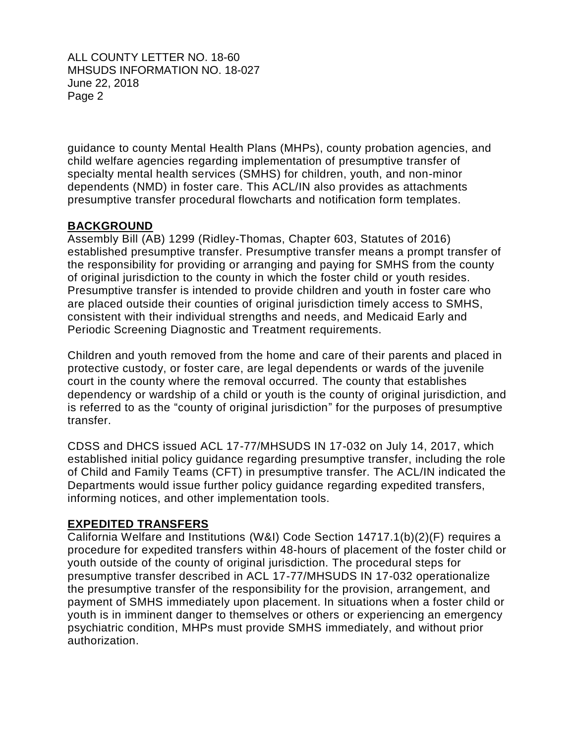guidance to county Mental Health Plans (MHPs), county probation agencies, and child welfare agencies regarding implementation of presumptive transfer of specialty mental health services (SMHS) for children, youth, and non-minor dependents (NMD) in foster care. This ACL/IN also provides as attachments presumptive transfer procedural flowcharts and notification form templates.

## BACKGROUND

Assembly Bill (AB) 1299 (Ridley-Thomas, Chapter 603, Statutes of 2016) established presumptive transfer. Presumptive transfer means a prompt transfer of the responsibility for providing or arranging and paying for SMHS from the county of original jurisdiction to the county in which the foster child or youth resides. Presumptive transfer is intended to provide children and youth in foster care who are placed outside their counties of original jurisdiction timely access to SMHS, consistent with their individual strengths and needs, and Medicaid Early and Periodic Screening Diagnostic and Treatment requirements.

Children and youth removed from the home and care of their parents and placed in protective custody, or foster care, are legal dependents or wards of the juvenile court in the county where the removal occurred. The county that establishes dependency or wardship of a child or youth is the county of original jurisdiction, and is referred to as the "county of original jurisdiction" for the purposes of presumptive transfer.

CDSS and DHCS issued ACL 17-77/MHSUDS IN 17-032 on July 14, 2017, which established initial policy guidance regarding presumptive transfer, including the role of Child and Family Teams (CFT) in presumptive transfer. The ACL/IN indicated the Departments would issue further policy guidance regarding expedited transfers, informing notices, and other implementation tools.

## EXPEDITED TRANSFERS

California Welfare and Institutions (W&I) Code Section 14717.1(b)(2)(F) requires a procedure for expedited transfers within 48-hours of placement of the foster child or youth outside of the county of original jurisdiction. The procedural steps for presumptive transfer described in ACL 17-77/MHSUDS IN 17-032 operationalize the presumptive transfer of the responsibility for the provision, arrangement, and payment of SMHS immediately upon placement. In situations when a foster child or youth is in imminent danger to themselves or others or experiencing an emergency psychiatric condition, MHPs must provide SMHS immediately, and without prior authorization.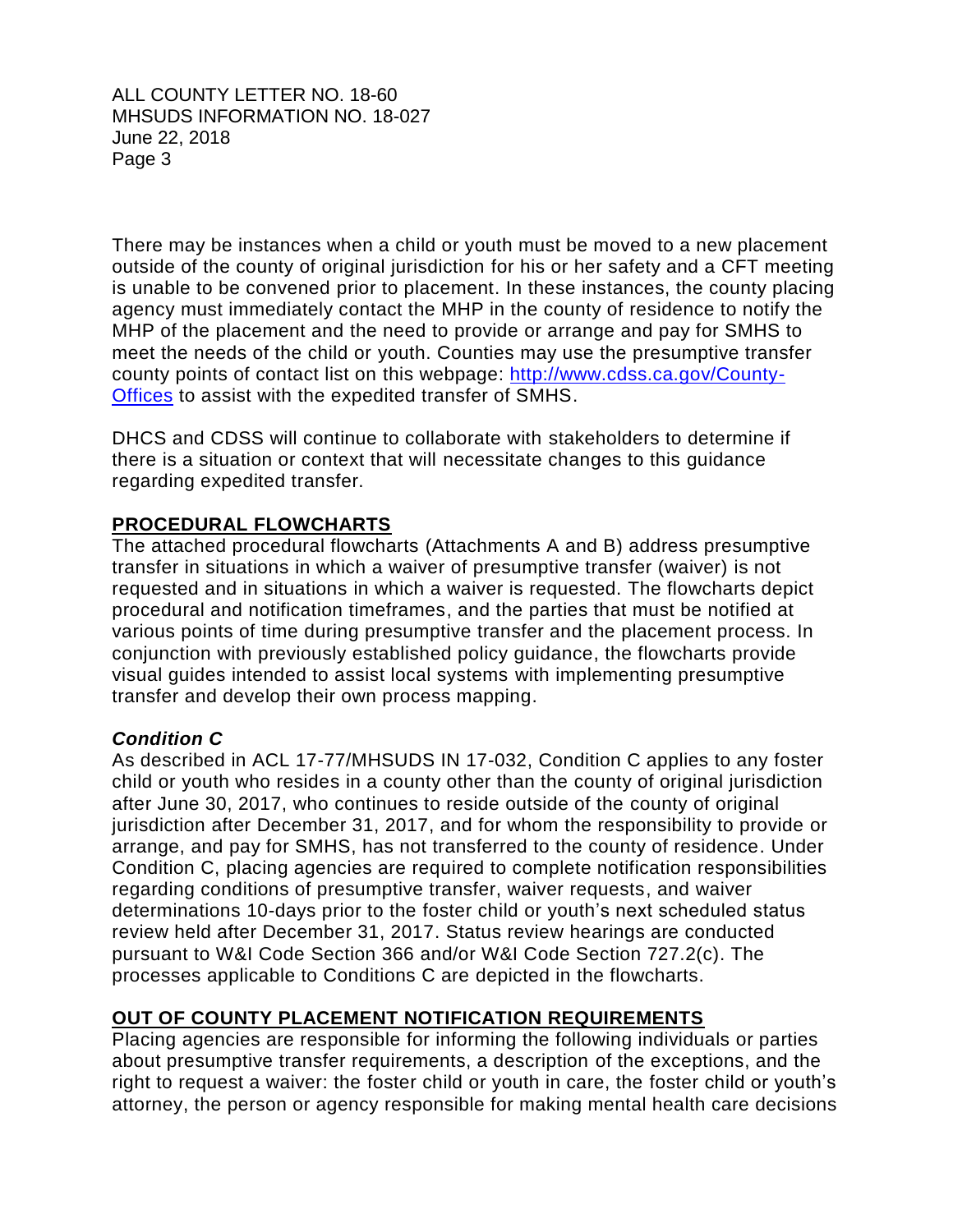There may be instances when a child or youth must be moved to a new placement outside of the county of original jurisdiction for his or her safety and a CFT meeting is unable to be convened prior to placement. In these instances, the county placing agency must immediately contact the MHP in the county of residence to notify the MHP of the placement and the need to provide or arrange and pay for SMHS to meet the needs of the child or youth. Counties may use the presumptive transfer county points of contact list on this webpage: [http://www.cdss.ca.gov/County-Offices](http://www.cdss.ca.gov/County-Offices) to assist with the expedited transfer of SMHS.

DHCS and CDSS will continue to collaborate with stakeholders to determine if there is a situation or context that will necessitate changes to this guidance regarding expedited transfer.

## PROCEDURAL FLOWCHARTS

The attached procedural flowcharts (Attachments A and B) address presumptive transfer in situations in which a waiver of presumptive transfer (waiver) is not requested and in situations in which a waiver is requested. The flowcharts depict procedural and notification timeframes, and the parties that must be notified at various points of time during presumptive transfer and the placement process. In conjunction with previously established policy guidance, the flowcharts provide visual guides intended to assist local systems with implementing presumptive transfer and develop their own process mapping.

### *Condition C*

As described in ACL 17-77/MHSUDS IN 17-032, Condition C applies to any foster child or youth who resides in a county other than the county of original jurisdiction after June 30, 2017, who continues to reside outside of the county of original jurisdiction after December 31, 2017, and for whom the responsibility to provide or arrange, and pay for SMHS, has not transferred to the county of residence. Under Condition C, placing agencies are required to complete notification responsibilities regarding conditions of presumptive transfer, waiver requests, and waiver determinations 10-days prior to the foster child or youth's next scheduled status review held after December 31, 2017. Status review hearings are conducted pursuant to W&I Code Section 366 and/or W&I Code Section 727.2(c). The processes applicable to Conditions C are depicted in the flowcharts.

## OUT OF COUNTY PLACEMENT NOTIFICATION REQUIREMENTS

Placing agencies are responsible for informing the following individuals or parties about presumptive transfer requirements, a description of the exceptions, and the right to request a waiver: the foster child or youth in care, the foster child or youth's attorney, the person or agency responsible for making mental health care decisions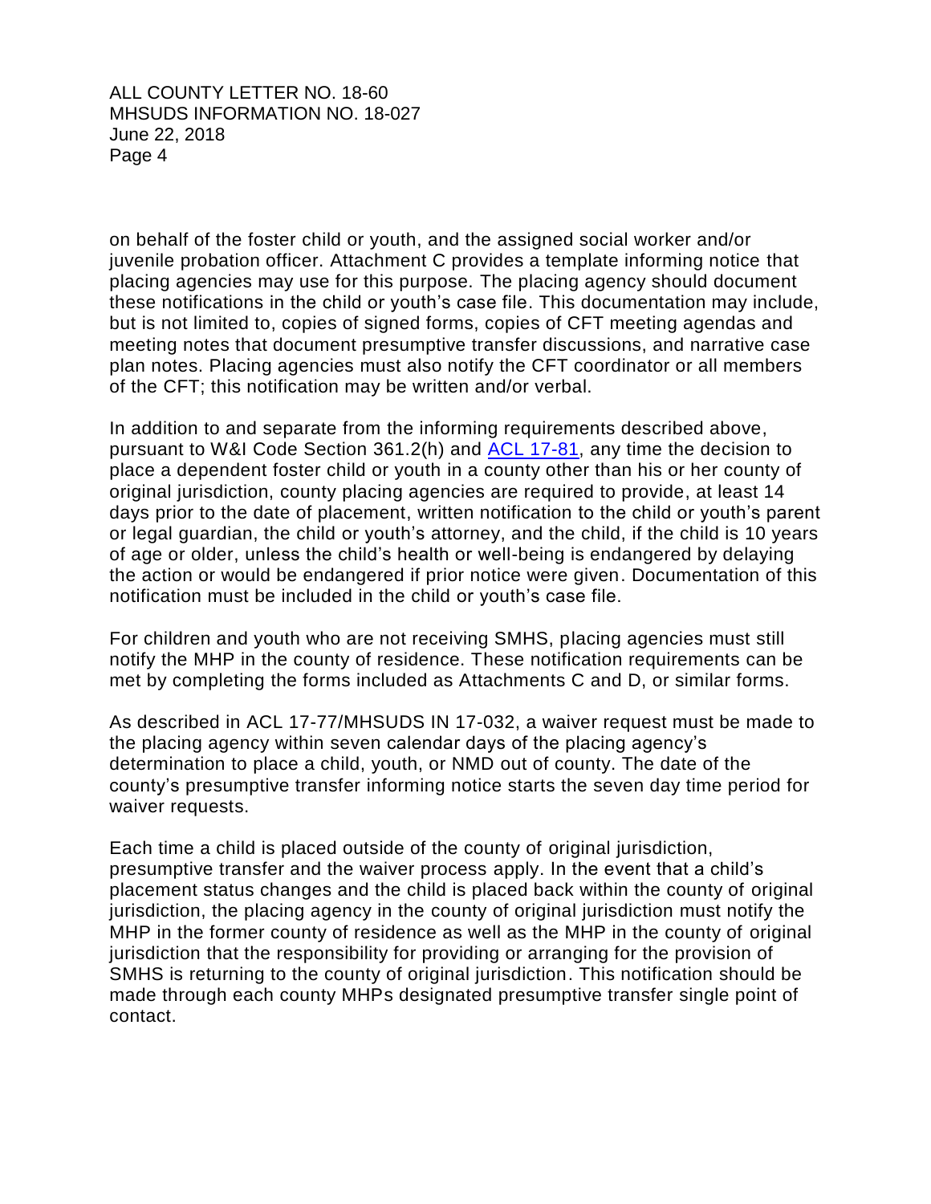on behalf of the foster child or youth, and the assigned social worker and/or juvenile probation officer. Attachment C provides a template informing notice that placing agencies may use for this purpose. The placing agency should document these notifications in the child or youth's case file. This documentation may include, but is not limited to, copies of signed forms, copies of CFT meeting agendas and meeting notes that document presumptive transfer discussions, and narrative case plan notes. Placing agencies must also notify the CFT coordinator or all members of the CFT; this notification may be written and/or verbal.

In addition to and separate from the informing requirements described above, pursuant to W&I Code Section 361.2(h) and ACL 17-81, any time the decision to place a dependent foster child or youth in a county other than his or her county of original jurisdiction, county placing agencies are required to provide, at least 14 days prior to the date of placement, written notification to the child or youth's parent or legal guardian, the child or youth's attorney, and the child, if the child is 10 years of age or older, unless the child's health or well-being is endangered by delaying the action or would be endangered if prior notice were given. Documentation of this notification must be included in the child or youth's case file.

For children and youth who are not receiving SMHS, placing agencies must still notify the MHP in the county of residence. These notification requirements can be met by completing the forms included as Attachments C and D, or similar forms.

As described in ACL 17-77/MHSUDS IN 17-032, a waiver request must be made to the placing agency within seven calendar days of the placing agency's determination to place a child, youth, or NMD out of county. The date of the county's presumptive transfer informing notice starts the seven day time period for waiver requests.

Each time a child is placed outside of the county of original jurisdiction, presumptive transfer and the waiver process apply. In the event that a child's placement status changes and the child is placed back within the county of original jurisdiction, the placing agency in the county of original jurisdiction must notify the MHP in the former county of residence as well as the MHP in the county of original jurisdiction that the responsibility for providing or arranging for the provision of SMHS is returning to the county of original jurisdiction. This notification should be made through each county MHPs designated presumptive transfer single point of contact.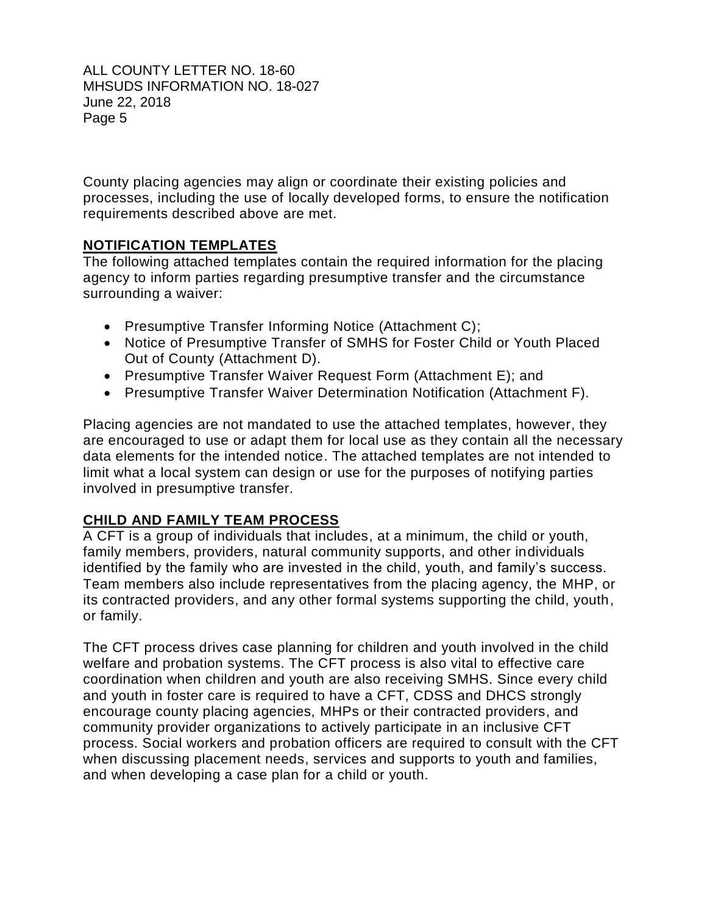County placing agencies may align or coordinate their existing policies and processes, including the use of locally developed forms, to ensure the notification requirements described above are met.

## NOTIFICATION TEMPLATES

The following attached templates contain the required information for the placing agency to inform parties regarding presumptive transfer and the circumstance surrounding a waiver:

- Presumptive Transfer Informing Notice (Attachment C);
- Notice of Presumptive Transfer of SMHS for Foster Child or Youth Placed Out of County (Attachment D).
- Presumptive Transfer Waiver Request Form (Attachment E); and
- Presumptive Transfer Waiver Determination Notification (Attachment F).

Placing agencies are not mandated to use the attached templates, however, they are encouraged to use or adapt them for local use as they contain all the necessary data elements for the intended notice. The attached templates are not intended to limit what a local system can design or use for the purposes of notifying parties involved in presumptive transfer.

## CHILD AND FAMILY TEAM PROCESS

A CFT is a group of individuals that includes, at a minimum, the child or youth, family members, providers, natural community supports, and other individuals identified by the family who are invested in the child, youth, and family's success. Team members also include representatives from the placing agency, the MHP, or its contracted providers, and any other formal systems supporting the child, youth, or family.

The CFT process drives case planning for children and youth involved in the child welfare and probation systems. The CFT process is also vital to effective care coordination when children and youth are also receiving SMHS. Since every child and youth in foster care is required to have a CFT, CDSS and DHCS strongly encourage county placing agencies, MHPs or their contracted providers, and community provider organizations to actively participate in an inclusive CFT process. Social workers and probation officers are required to consult with the CFT when discussing placement needs, services and supports to youth and families, and when developing a case plan for a child or youth.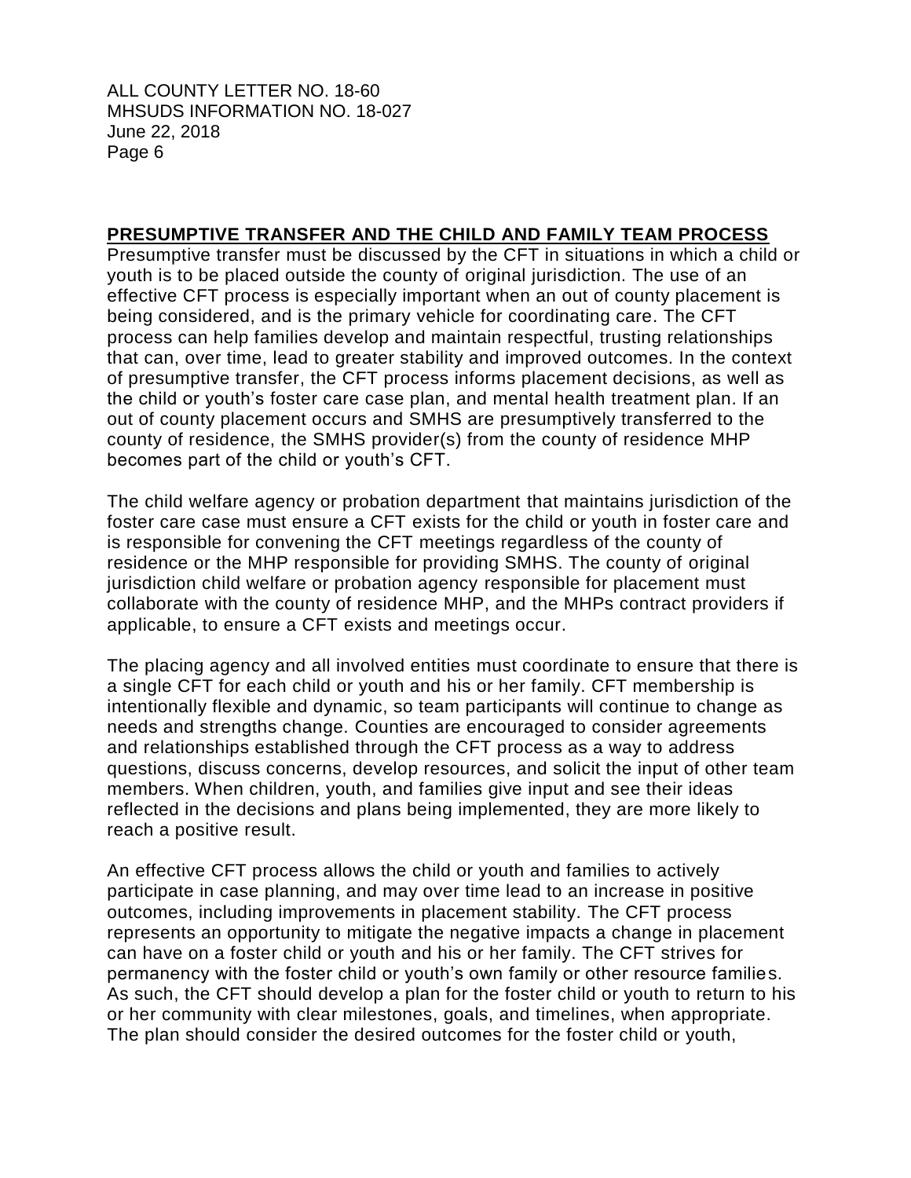## PRESUMPTIVE TRANSFER AND THE CHILD AND FAMILY TEAM PROCESS

Presumptive transfer must be discussed by the CFT in situations in which a child or youth is to be placed outside the county of original jurisdiction. The use of an effective CFT process is especially important when an out of county placement is being considered, and is the primary vehicle for coordinating care. The CFT process can help families develop and maintain respectful, trusting relationships that can, over time, lead to greater stability and improved outcomes. In the context of presumptive transfer, the CFT process informs placement decisions, as well as the child or youth's foster care case plan, and mental health treatment plan. If an out of county placement occurs and SMHS are presumptively transferred to the county of residence, the SMHS provider(s) from the county of residence MHP becomes part of the child or youth's CFT.

The child welfare agency or probation department that maintains jurisdiction of the foster care case must ensure a CFT exists for the child or youth in foster care and is responsible for convening the CFT meetings regardless of the county of residence or the MHP responsible for providing SMHS. The county of original jurisdiction child welfare or probation agency responsible for placement must collaborate with the county of residence MHP, and the MHPs contract providers if applicable, to ensure a CFT exists and meetings occur.

The placing agency and all involved entities must coordinate to ensure that there is a single CFT for each child or youth and his or her family. CFT membership is intentionally flexible and dynamic, so team participants will continue to change as needs and strengths change. Counties are encouraged to consider agreements and relationships established through the CFT process as a way to address questions, discuss concerns, develop resources, and solicit the input of other team members. When children, youth, and families give input and see their ideas reflected in the decisions and plans being implemented, they are more likely to reach a positive result.

An effective CFT process allows the child or youth and families to actively participate in case planning, and may over time lead to an increase in positive outcomes, including improvements in placement stability. The CFT process represents an opportunity to mitigate the negative impacts a change in placement can have on a foster child or youth and his or her family. The CFT strives for permanency with the foster child or youth's own family or other resource families. As such, the CFT should develop a plan for the foster child or youth to return to his or her community with clear milestones, goals, and timelines, when appropriate. The plan should consider the desired outcomes for the foster child or youth,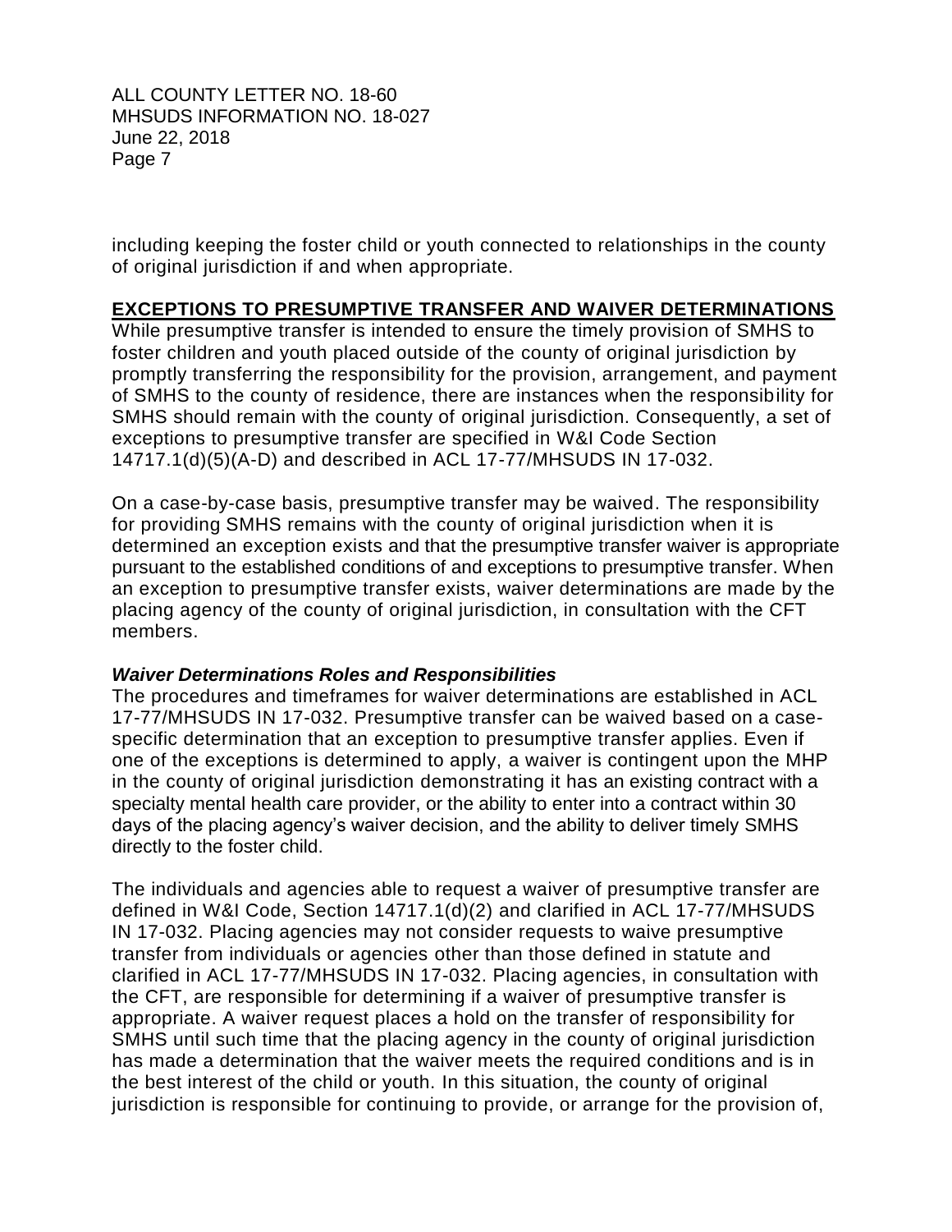including keeping the foster child or youth connected to relationships in the county of original jurisdiction if and when appropriate.

## EXCEPTIONS TO PRESUMPTIVE TRANSFER AND WAIVER DETERMINATIONS

While presumptive transfer is intended to ensure the timely provision of SMHS to foster children and youth placed outside of the county of original jurisdiction by promptly transferring the responsibility for the provision, arrangement, and payment of SMHS to the county of residence, there are instances when the responsibility for SMHS should remain with the county of original jurisdiction. Consequently, a set of exceptions to presumptive transfer are specified in W&I Code Section 14717.1(d)(5)(A-D) and described in ACL 17-77/MHSUDS IN 17-032.

On a case-by-case basis, presumptive transfer may be waived. The responsibility for providing SMHS remains with the county of original jurisdiction when it is determined an exception exists and that the presumptive transfer waiver is appropriate pursuant to the established conditions of and exceptions to presumptive transfer. When an exception to presumptive transfer exists, waiver determinations are made by the placing agency of the county of original jurisdiction, in consultation with the CFT members.

### *Waiver Determinations Roles and Responsibilities*

The procedures and timeframes for waiver determinations are established in ACL 17-77/MHSUDS IN 17-032. Presumptive transfer can be waived based on a case-specific determination that an exception to presumptive transfer applies. Even if one of the exceptions is determined to apply, a waiver is contingent upon the MHP in the county of original jurisdiction demonstrating it has an existing contract with a specialty mental health care provider, or the ability to enter into a contract within 30 days of the placing agency's waiver decision, and the ability to deliver timely SMHS directly to the foster child.

The individuals and agencies able to request a waiver of presumptive transfer are defined in W&I Code, Section 14717.1(d)(2) and clarified in ACL 17-77/MHSUDS IN 17-032. Placing agencies may not consider requests to waive presumptive transfer from individuals or agencies other than those defined in statute and clarified in ACL 17-77/MHSUDS IN 17-032. Placing agencies, in consultation with the CFT, are responsible for determining if a waiver of presumptive transfer is appropriate. A waiver request places a hold on the transfer of responsibility for SMHS until such time that the placing agency in the county of original jurisdiction has made a determination that the waiver meets the required conditions and is in the best interest of the child or youth. In this situation, the county of original jurisdiction is responsible for continuing to provide, or arrange for the provision of,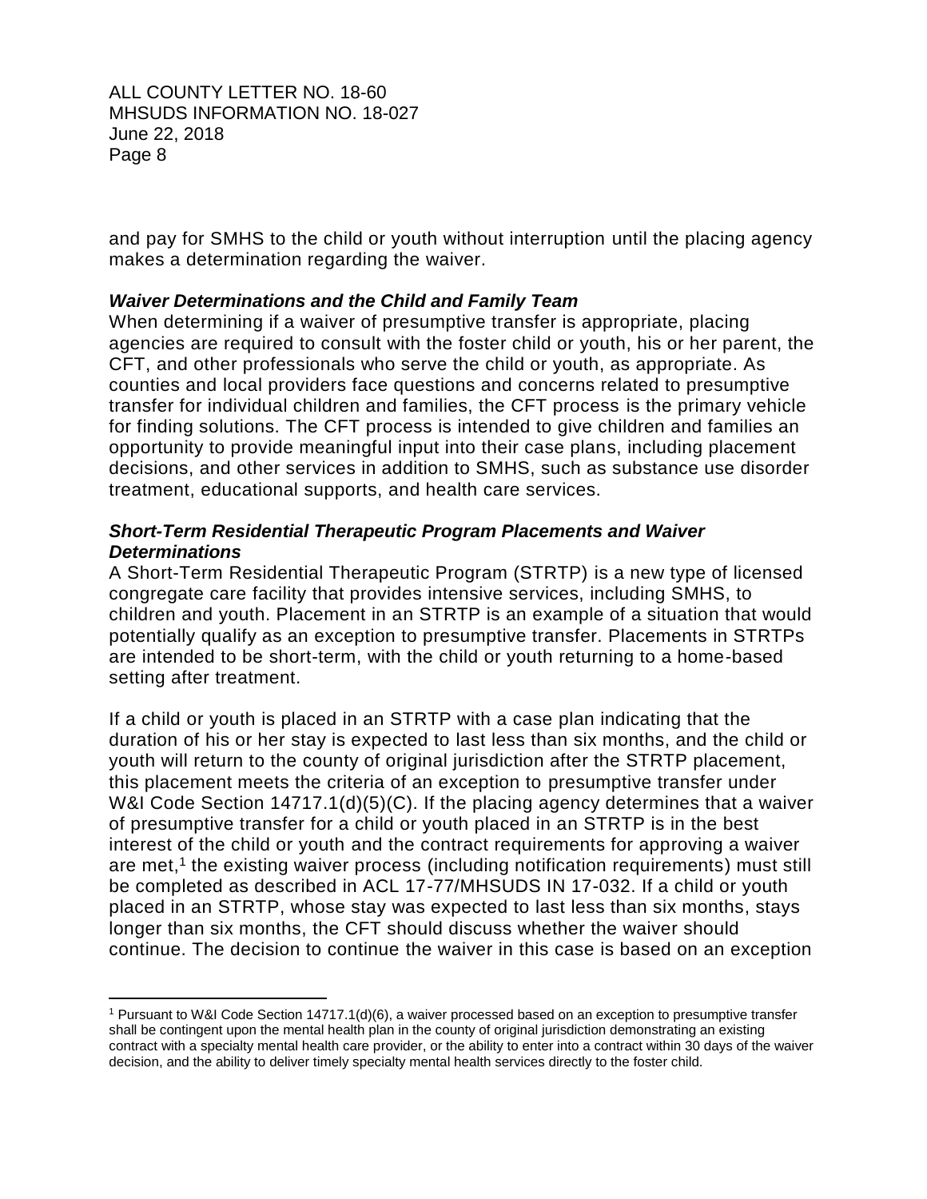and pay for SMHS to the child or youth without interruption until the placing agency makes a determination regarding the waiver.

***Waiver Determinations and the Child and Family Team***

When determining if a waiver of presumptive transfer is appropriate, placing agencies are required to consult with the foster child or youth, his or her parent, the CFT, and other professionals who serve the child or youth, as appropriate. As counties and local providers face questions and concerns related to presumptive transfer for individual children and families, the CFT process is the primary vehicle for finding solutions. The CFT process is intended to give children and families an opportunity to provide meaningful input into their case plans, including placement decisions, and other services in addition to SMHS, such as substance use disorder treatment, educational supports, and health care services.

***Short-Term Residential Therapeutic Program Placements and Waiver Determinations***

A Short-Term Residential Therapeutic Program (STRTP) is a new type of licensed congregate care facility that provides intensive services, including SMHS, to children and youth. Placement in an STRTP is an example of a situation that would potentially qualify as an exception to presumptive transfer. Placements in STRTPs are intended to be short-term, with the child or youth returning to a home-based setting after treatment.

If a child or youth is placed in an STRTP with a case plan indicating that the duration of his or her stay is expected to last less than six months, and the child or youth will return to the county of original jurisdiction after the STRTP placement, this placement meets the criteria of an exception to presumptive transfer under W&I Code Section 14717.1(d)(5)(C). If the placing agency determines that a waiver of presumptive transfer for a child or youth placed in an STRTP is in the best interest of the child or youth and the contract requirements for approving a waiver are met,[1] the existing waiver process (including notification requirements) must still be completed as described in ACL 17-77/MHSUDS IN 17-032. If a child or youth placed in an STRTP, whose stay was expected to last less than six months, stays longer than six months, the CFT should discuss whether the waiver should continue. The decision to continue the waiver in this case is based on an exception

[1] Pursuant to W&I Code Section 14717.1(d)(6), a waiver processed based on an exception to presumptive transfer shall be contingent upon the mental health plan in the county of original jurisdiction demonstrating an existing contract with a specialty mental health care provider, or the ability to enter into a contract within 30 days of the waiver decision, and the ability to deliver timely specialty mental health services directly to the foster child.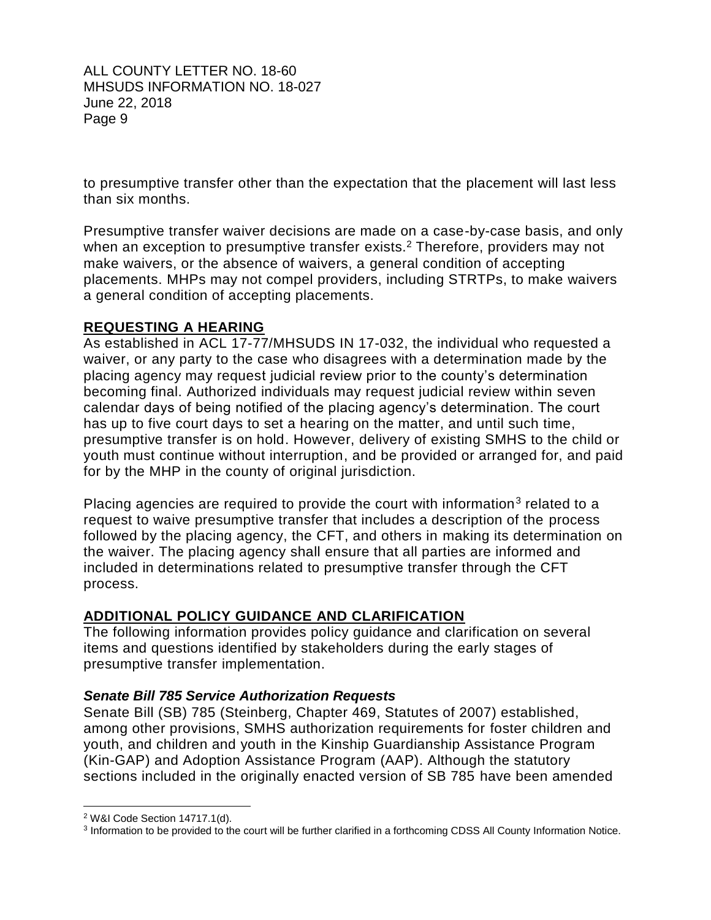to presumptive transfer other than the expectation that the placement will last less than six months.

Presumptive transfer waiver decisions are made on a case-by-case basis, and only when an exception to presumptive transfer exists.[2] Therefore, providers may not make waivers, or the absence of waivers, a general condition of accepting placements. MHPs may not compel providers, including STRTPs, to make waivers a general condition of accepting placements.

## REQUESTING A HEARING

As established in ACL 17-77/MHSUDS IN 17-032, the individual who requested a waiver, or any party to the case who disagrees with a determination made by the placing agency may request judicial review prior to the county's determination becoming final. Authorized individuals may request judicial review within seven calendar days of being notified of the placing agency's determination. The court has up to five court days to set a hearing on the matter, and until such time, presumptive transfer is on hold. However, delivery of existing SMHS to the child or youth must continue without interruption, and be provided or arranged for, and paid for by the MHP in the county of original jurisdiction.

Placing agencies are required to provide the court with information[3] related to a request to waive presumptive transfer that includes a description of the process followed by the placing agency, the CFT, and others in making its determination on the waiver. The placing agency shall ensure that all parties are informed and included in determinations related to presumptive transfer through the CFT process.

## ADDITIONAL POLICY GUIDANCE AND CLARIFICATION

The following information provides policy guidance and clarification on several items and questions identified by stakeholders during the early stages of presumptive transfer implementation.

### *Senate Bill 785 Service Authorization Requests*

Senate Bill (SB) 785 (Steinberg, Chapter 469, Statutes of 2007) established, among other provisions, SMHS authorization requirements for foster children and youth, and children and youth in the Kinship Guardianship Assistance Program (Kin-GAP) and Adoption Assistance Program (AAP). Although the statutory sections included in the originally enacted version of SB 785 have been amended

---

[2] W&I Code Section 14717.1(d).

[3] Information to be provided to the court will be further clarified in a forthcoming CDSS All County Information Notice.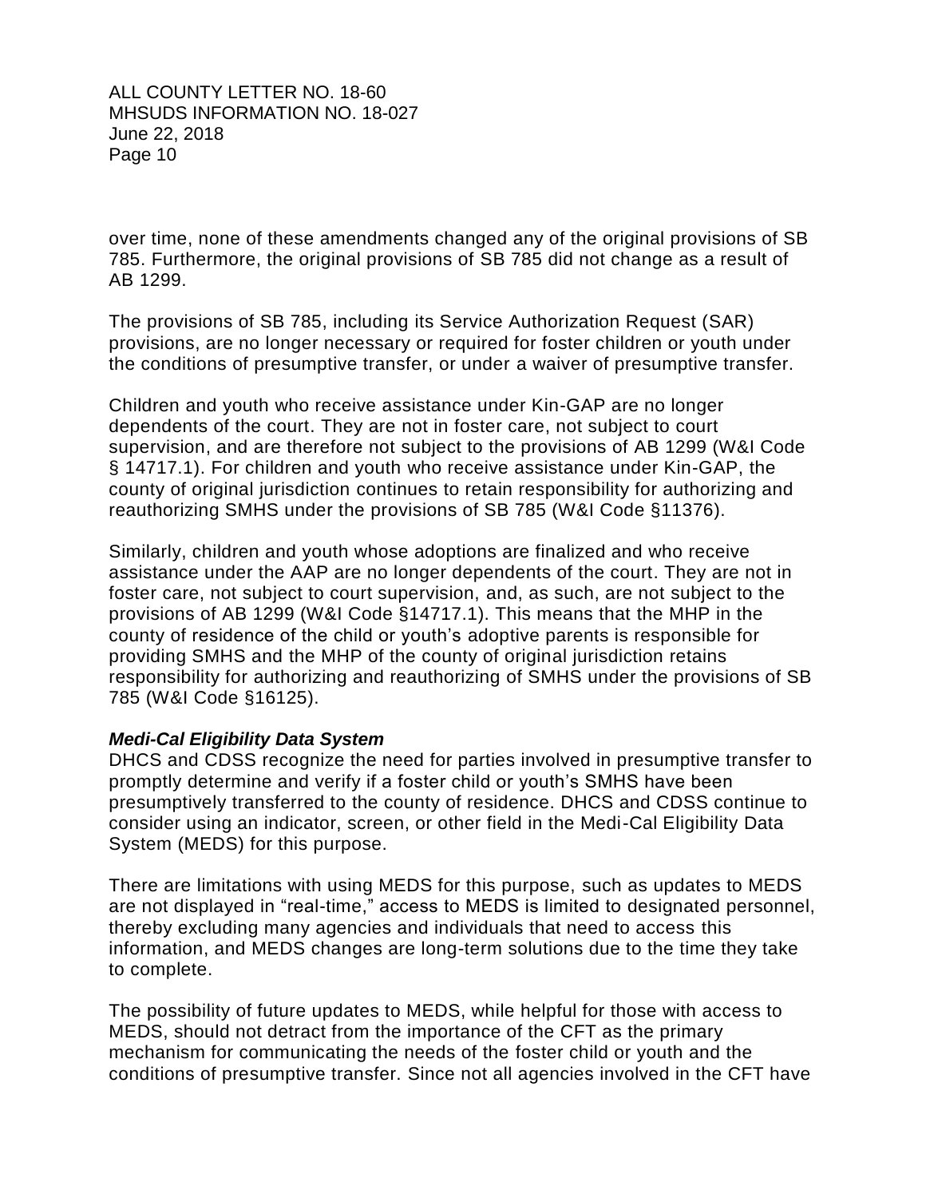over time, none of these amendments changed any of the original provisions of SB 785. Furthermore, the original provisions of SB 785 did not change as a result of AB 1299.

The provisions of SB 785, including its Service Authorization Request (SAR) provisions, are no longer necessary or required for foster children or youth under the conditions of presumptive transfer, or under a waiver of presumptive transfer.

Children and youth who receive assistance under Kin-GAP are no longer dependents of the court. They are not in foster care, not subject to court supervision, and are therefore not subject to the provisions of AB 1299 (W&I Code § 14717.1). For children and youth who receive assistance under Kin-GAP, the county of original jurisdiction continues to retain responsibility for authorizing and reauthorizing SMHS under the provisions of SB 785 (W&I Code §11376).

Similarly, children and youth whose adoptions are finalized and who receive assistance under the AAP are no longer dependents of the court. They are not in foster care, not subject to court supervision, and, as such, are not subject to the provisions of AB 1299 (W&I Code §14717.1). This means that the MHP in the county of residence of the child or youth's adoptive parents is responsible for providing SMHS and the MHP of the county of original jurisdiction retains responsibility for authorizing and reauthorizing of SMHS under the provisions of SB 785 (W&I Code §16125).

***Medi-Cal Eligibility Data System***

DHCS and CDSS recognize the need for parties involved in presumptive transfer to promptly determine and verify if a foster child or youth's SMHS have been presumptively transferred to the county of residence. DHCS and CDSS continue to consider using an indicator, screen, or other field in the Medi-Cal Eligibility Data System (MEDS) for this purpose.

There are limitations with using MEDS for this purpose, such as updates to MEDS are not displayed in "real-time," access to MEDS is limited to designated personnel, thereby excluding many agencies and individuals that need to access this information, and MEDS changes are long-term solutions due to the time they take to complete.

The possibility of future updates to MEDS, while helpful for those with access to MEDS, should not detract from the importance of the CFT as the primary mechanism for communicating the needs of the foster child or youth and the conditions of presumptive transfer. Since not all agencies involved in the CFT have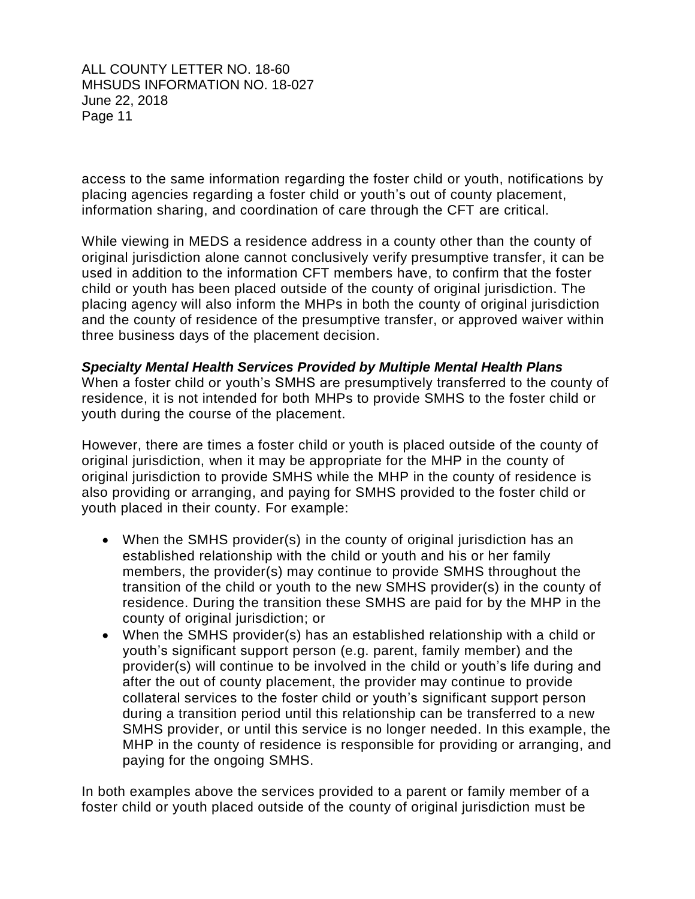access to the same information regarding the foster child or youth, notifications by placing agencies regarding a foster child or youth's out of county placement, information sharing, and coordination of care through the CFT are critical.

While viewing in MEDS a residence address in a county other than the county of original jurisdiction alone cannot conclusively verify presumptive transfer, it can be used in addition to the information CFT members have, to confirm that the foster child or youth has been placed outside of the county of original jurisdiction. The placing agency will also inform the MHPs in both the county of original jurisdiction and the county of residence of the presumptive transfer, or approved waiver within three business days of the placement decision.

***Specialty Mental Health Services Provided by Multiple Mental Health Plans***
When a foster child or youth's SMHS are presumptively transferred to the county of residence, it is not intended for both MHPs to provide SMHS to the foster child or youth during the course of the placement.

However, there are times a foster child or youth is placed outside of the county of original jurisdiction, when it may be appropriate for the MHP in the county of original jurisdiction to provide SMHS while the MHP in the county of residence is also providing or arranging, and paying for SMHS provided to the foster child or youth placed in their county. For example:

- When the SMHS provider(s) in the county of original jurisdiction has an established relationship with the child or youth and his or her family members, the provider(s) may continue to provide SMHS throughout the transition of the child or youth to the new SMHS provider(s) in the county of residence. During the transition these SMHS are paid for by the MHP in the county of original jurisdiction; or
- When the SMHS provider(s) has an established relationship with a child or youth's significant support person (e.g. parent, family member) and the provider(s) will continue to be involved in the child or youth's life during and after the out of county placement, the provider may continue to provide collateral services to the foster child or youth's significant support person during a transition period until this relationship can be transferred to a new SMHS provider, or until this service is no longer needed. In this example, the MHP in the county of residence is responsible for providing or arranging, and paying for the ongoing SMHS.

In both examples above the services provided to a parent or family member of a foster child or youth placed outside of the county of original jurisdiction must be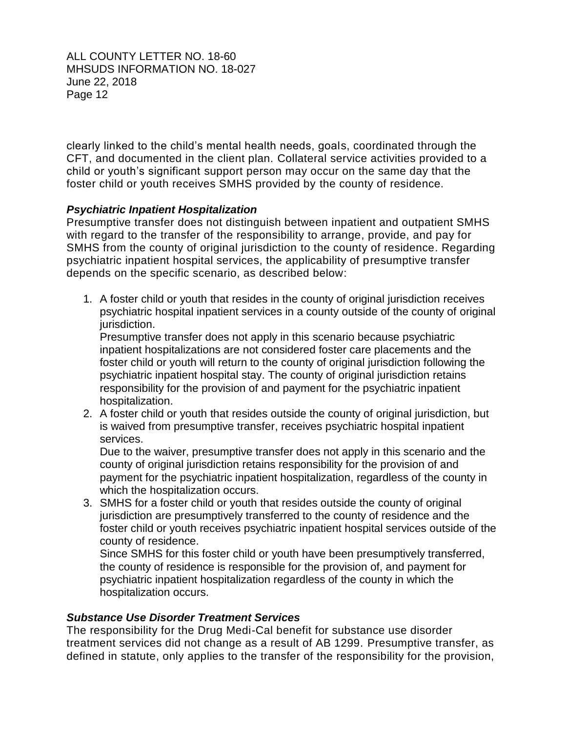clearly linked to the child's mental health needs, goals, coordinated through the CFT, and documented in the client plan. Collateral service activities provided to a child or youth's significant support person may occur on the same day that the foster child or youth receives SMHS provided by the county of residence.

***Psychiatric Inpatient Hospitalization***

Presumptive transfer does not distinguish between inpatient and outpatient SMHS with regard to the transfer of the responsibility to arrange, provide, and pay for SMHS from the county of original jurisdiction to the county of residence. Regarding psychiatric inpatient hospital services, the applicability of presumptive transfer depends on the specific scenario, as described below:

1. A foster child or youth that resides in the county of original jurisdiction receives psychiatric hospital inpatient services in a county outside of the county of original jurisdiction.
   Presumptive transfer does not apply in this scenario because psychiatric inpatient hospitalizations are not considered foster care placements and the foster child or youth will return to the county of original jurisdiction following the psychiatric inpatient hospital stay. The county of original jurisdiction retains responsibility for the provision of and payment for the psychiatric inpatient hospitalization.
2. A foster child or youth that resides outside the county of original jurisdiction, but is waived from presumptive transfer, receives psychiatric hospital inpatient services.
   Due to the waiver, presumptive transfer does not apply in this scenario and the county of original jurisdiction retains responsibility for the provision of and payment for the psychiatric inpatient hospitalization, regardless of the county in which the hospitalization occurs.
3. SMHS for a foster child or youth that resides outside the county of original jurisdiction are presumptively transferred to the county of residence and the foster child or youth receives psychiatric inpatient hospital services outside of the county of residence.
   Since SMHS for this foster child or youth have been presumptively transferred, the county of residence is responsible for the provision of, and payment for psychiatric inpatient hospitalization regardless of the county in which the hospitalization occurs.

***Substance Use Disorder Treatment Services***

The responsibility for the Drug Medi-Cal benefit for substance use disorder treatment services did not change as a result of AB 1299. Presumptive transfer, as defined in statute, only applies to the transfer of the responsibility for the provision,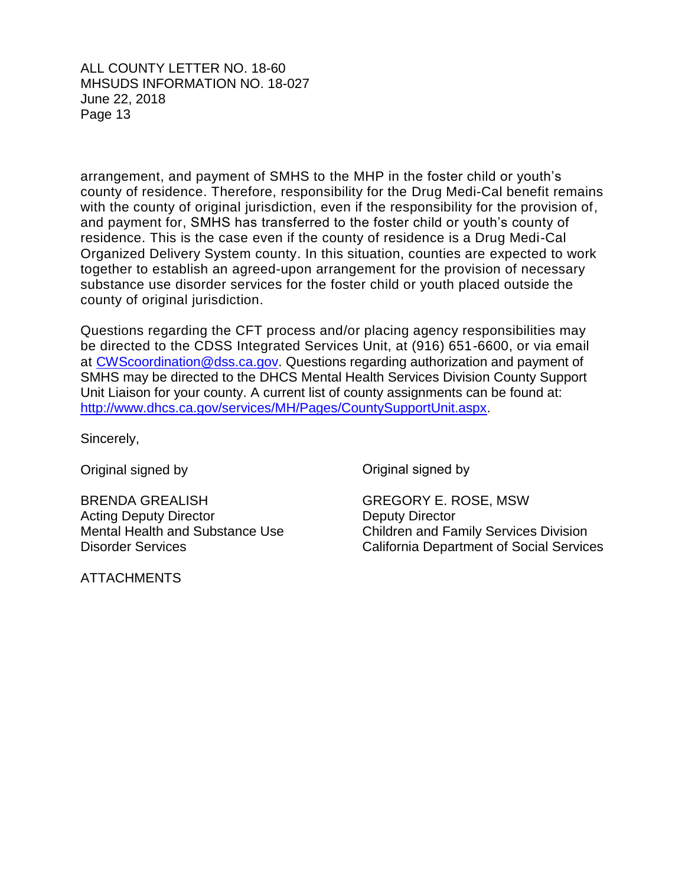arrangement, and payment of SMHS to the MHP in the foster child or youth's county of residence. Therefore, responsibility for the Drug Medi-Cal benefit remains with the county of original jurisdiction, even if the responsibility for the provision of, and payment for, SMHS has transferred to the foster child or youth's county of residence. This is the case even if the county of residence is a Drug Medi-Cal Organized Delivery System county. In this situation, counties are expected to work together to establish an agreed-upon arrangement for the provision of necessary substance use disorder services for the foster child or youth placed outside the county of original jurisdiction.

Questions regarding the CFT process and/or placing agency responsibilities may be directed to the CDSS Integrated Services Unit, at (916) 651-6600, or via email at [CWScoordination@dss.ca.gov](mailto:CWScoordination@dss.ca.gov). Questions regarding authorization and payment of SMHS may be directed to the DHCS Mental Health Services Division County Support Unit Liaison for your county. A current list of county assignments can be found at: [http://www.dhcs.ca.gov/services/MH/Pages/CountySupportUnit.aspx](http://www.dhcs.ca.gov/services/MH/Pages/CountySupportUnit.aspx).

Sincerely,

Original signed by

BRENDA GREALISH
Acting Deputy Director
Mental Health and Substance Use Disorder Services

Original signed by

GREGORY E. ROSE, MSW
Deputy Director
Children and Family Services Division
California Department of Social Services

ATTACHMENTS